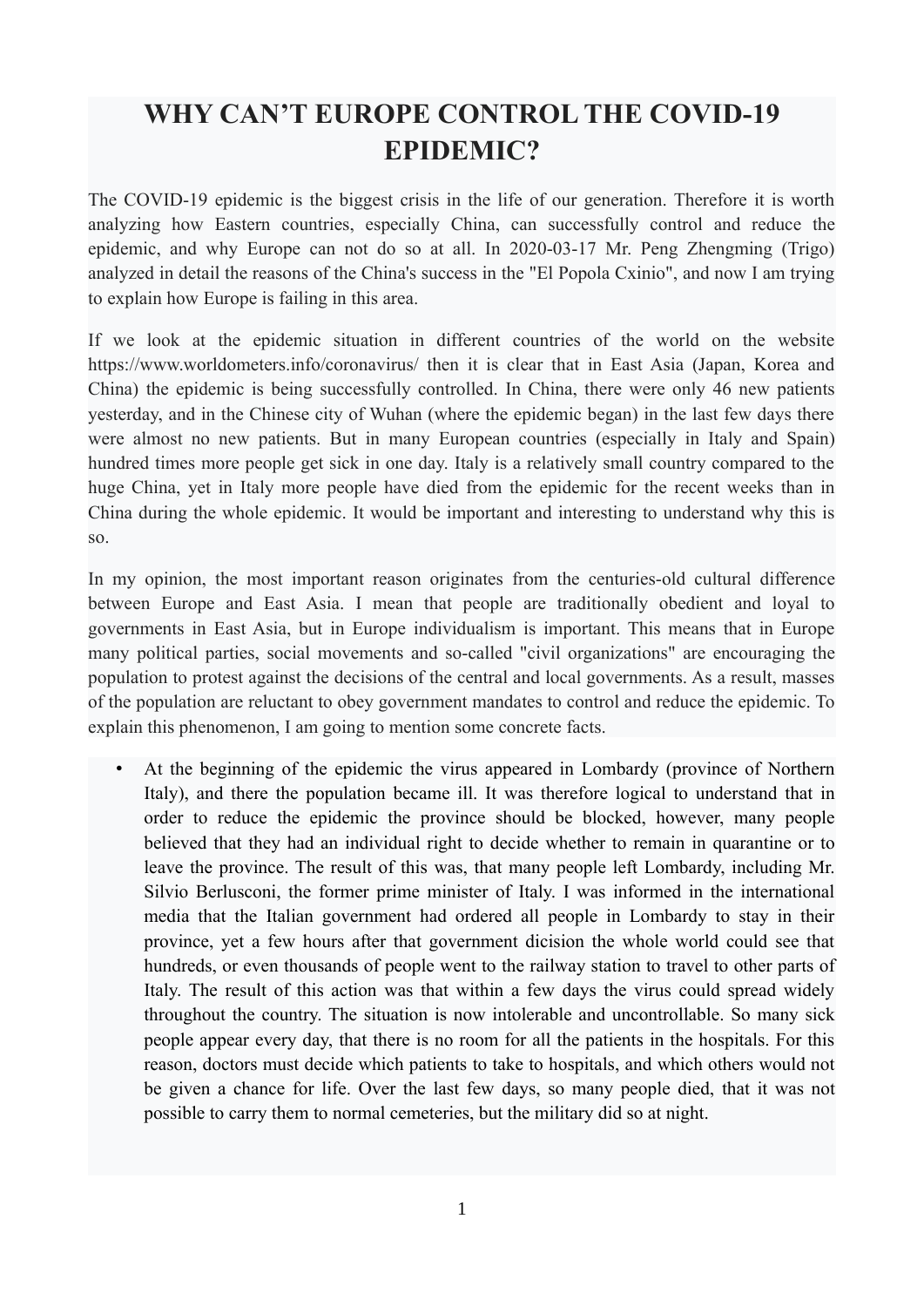# WHY CAN'T EUROPE CONTROL THE COVID-19 EPIDEMIC?

The COVID-19 epidemic is the biggest crisis in the life of our generation. Therefore it is worth analyzing how Eastern countries, especially China, can successfully control and reduce the epidemic, and why Europe can not do so at all. In 2020-03-17 Mr. Peng Zhengming (Trigo) analyzed in detail the reasons of the China's success in the "El Popola Cxinio", and now I am trying to explain how Europe is failing in this area.

If we look at the epidemic situation in different countries of the world on the website https://www.worldometers.info/coronavirus/ then it is clear that in East Asia (Japan, Korea and China) the epidemic is being successfully controlled. In China, there were only 46 new patients yesterday, and in the Chinese city of Wuhan (where the epidemic began) in the last few days there were almost no new patients. But in many European countries (especially in Italy and Spain) hundred times more people get sick in one day. Italy is a relatively small country compared to the huge China, yet in Italy more people have died from the epidemic for the recent weeks than in China during the whole epidemic. It would be important and interesting to understand why this is so.

In my opinion, the most important reason originates from the centuries-old cultural difference between Europe and East Asia. I mean that people are traditionally obedient and loyal to governments in East Asia, but in Europe individualism is important. This means that in Europe many political parties, social movements and so-called "civil organizations" are encouraging the population to protest against the decisions of the central and local governments. As a result, masses of the population are reluctant to obey government mandates to control and reduce the epidemic. To explain this phenomenon, I am going to mention some concrete facts.

- At the beginning of the epidemic the virus appeared in Lombardy (province of Northern Italy), and there the population became ill. It was therefore logical to understand that in order to reduce the epidemic the province should be blocked, however, many people believed that they had an individual right to decide whether to remain in quarantine or to leave the province. The result of this was, that many people left Lombardy, including Mr. Silvio Berlusconi, the former prime minister of Italy. I was informed in the international media that the Italian government had ordered all people in Lombardy to stay in their province, yet a few hours after that government dicision the whole world could see that hundreds, or even thousands of people went to the railway station to travel to other parts of Italy. The result of this action was that within a few days the virus could spread widely throughout the country. The situation is now intolerable and uncontrollable. So many sick people appear every day, that there is no room for all the patients in the hospitals. For this reason, doctors must decide which patients to take to hospitals, and which others would not be given a chance for life. Over the last few days, so many people died, that it was not possible to carry them to normal cemeteries, but the military did so at night.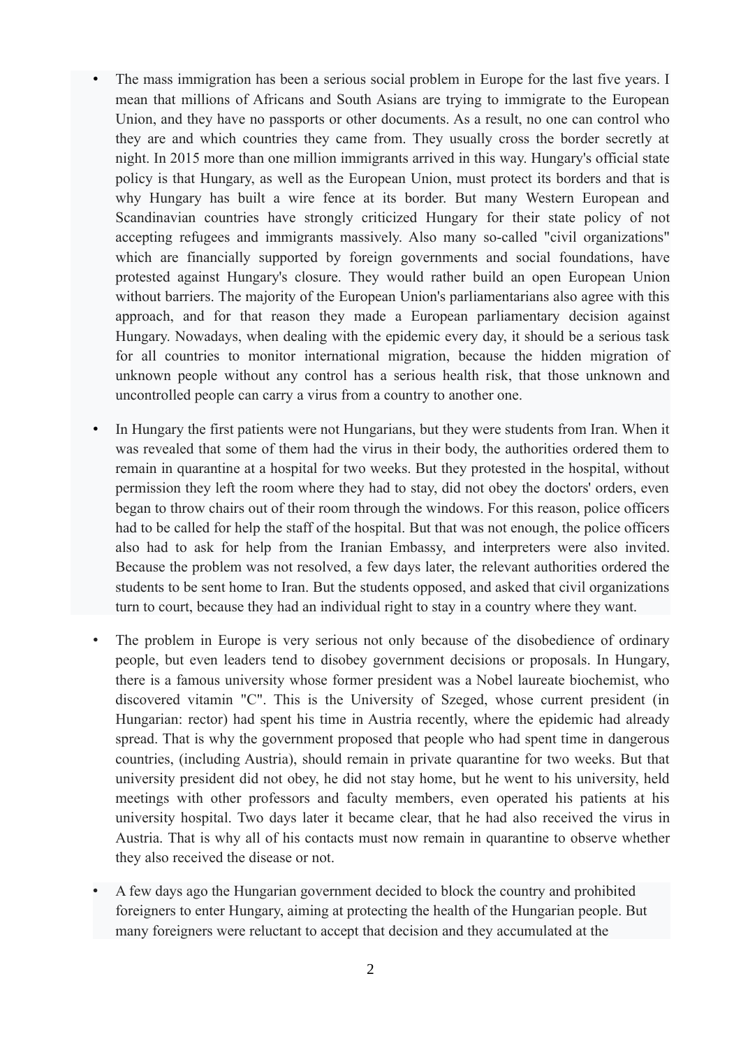- The mass immigration has been a serious social problem in Europe for the last five years. I mean that millions of Africans and South Asians are trying to immigrate to the European Union, and they have no passports or other documents. As a result, no one can control who they are and which countries they came from. They usually cross the border secretly at night. In 2015 more than one million immigrants arrived in this way. Hungary's official state policy is that Hungary, as well as the European Union, must protect its borders and that is why Hungary has built a wire fence at its border. But many Western European and Scandinavian countries have strongly criticized Hungary for their state policy of not accepting refugees and immigrants massively. Also many so-called "civil organizations" which are financially supported by foreign governments and social foundations, have protested against Hungary's closure. They would rather build an open European Union without barriers. The majority of the European Union's parliamentarians also agree with this approach, and for that reason they made a European parliamentary decision against Hungary. Nowadays, when dealing with the epidemic every day, it should be a serious task for all countries to monitor international migration, because the hidden migration of unknown people without any control has a serious health risk, that those unknown and uncontrolled people can carry a virus from a country to another one.

- In Hungary the first patients were not Hungarians, but they were students from Iran. When it was revealed that some of them had the virus in their body, the authorities ordered them to remain in quarantine at a hospital for two weeks. But they protested in the hospital, without permission they left the room where they had to stay, did not obey the doctors' orders, even began to throw chairs out of their room through the windows. For this reason, police officers had to be called for help the staff of the hospital. But that was not enough, the police officers also had to ask for help from the Iranian Embassy, and interpreters were also invited. Because the problem was not resolved, a few days later, the relevant authorities ordered the students to be sent home to Iran. But the students opposed, and asked that civil organizations turn to court, because they had an individual right to stay in a country where they want.

- The problem in Europe is very serious not only because of the disobedience of ordinary people, but even leaders tend to disobey government decisions or proposals. In Hungary, there is a famous university whose former president was a Nobel laureate biochemist, who discovered vitamin "C". This is the University of Szeged, whose current president (in Hungarian: rector) had spent his time in Austria recently, where the epidemic had already spread. That is why the government proposed that people who had spent time in dangerous countries, (including Austria), should remain in private quarantine for two weeks. But that university president did not obey, he did not stay home, but he went to his university, held meetings with other professors and faculty members, even operated his patients at his university hospital. Two days later it became clear, that he had also received the virus in Austria. That is why all of his contacts must now remain in quarantine to observe whether they also received the disease or not.

- A few days ago the Hungarian government decided to block the country and prohibited foreigners to enter Hungary, aiming at protecting the health of the Hungarian people. But many foreigners were reluctant to accept that decision and they accumulated at the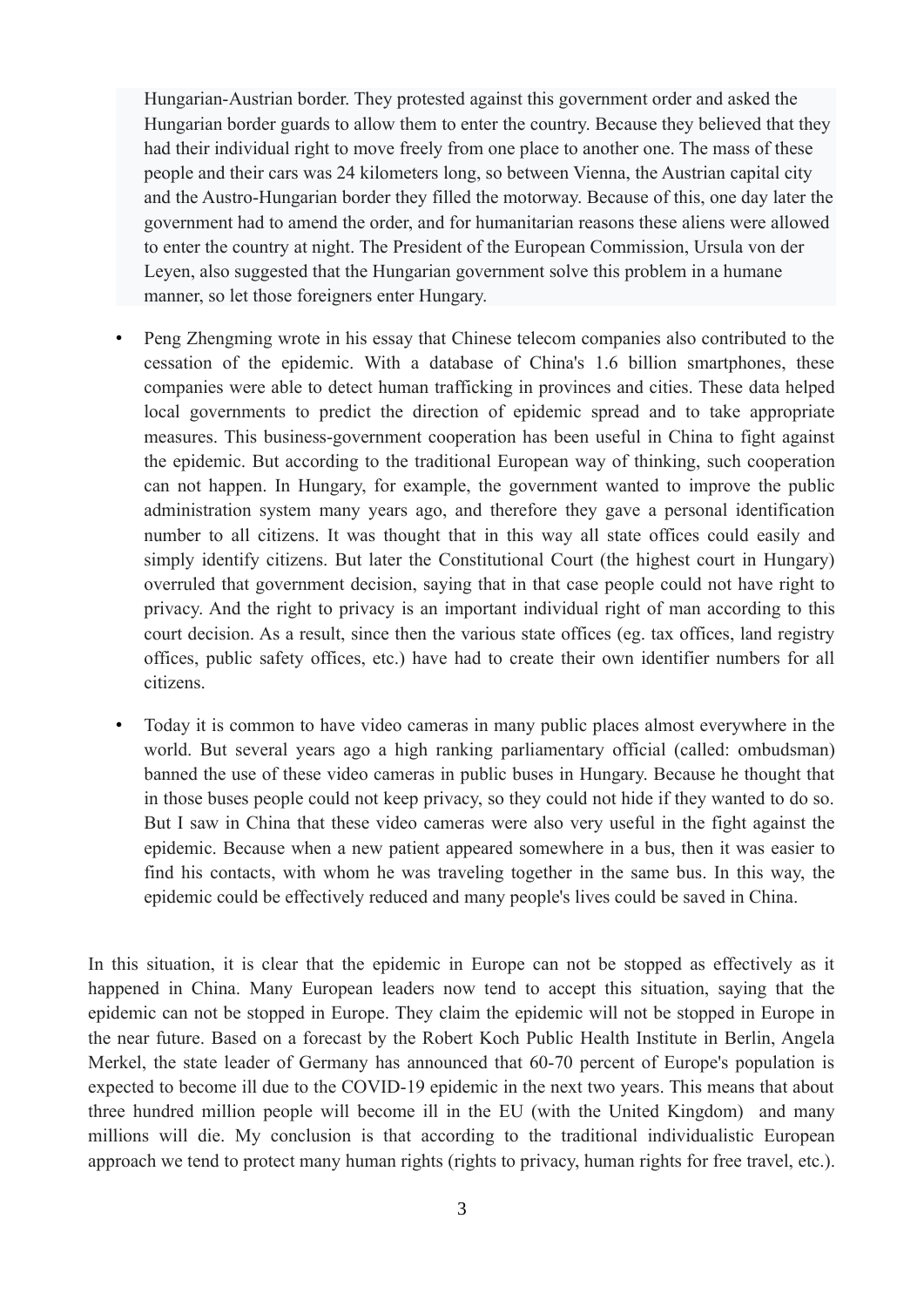Hungarian-Austrian border. They protested against this government order and asked the Hungarian border guards to allow them to enter the country. Because they believed that they had their individual right to move freely from one place to another one. The mass of these people and their cars was 24 kilometers long, so between Vienna, the Austrian capital city and the Austro-Hungarian border they filled the motorway. Because of this, one day later the government had to amend the order, and for humanitarian reasons these aliens were allowed to enter the country at night. The President of the European Commission, Ursula von der Leyen, also suggested that the Hungarian government solve this problem in a humane manner, so let those foreigners enter Hungary.

- Peng Zhengming wrote in his essay that Chinese telecom companies also contributed to the cessation of the epidemic. With a database of China's 1.6 billion smartphones, these companies were able to detect human trafficking in provinces and cities. These data helped local governments to predict the direction of epidemic spread and to take appropriate measures. This business-government cooperation has been useful in China to fight against the epidemic. But according to the traditional European way of thinking, such cooperation can not happen. In Hungary, for example, the government wanted to improve the public administration system many years ago, and therefore they gave a personal identification number to all citizens. It was thought that in this way all state offices could easily and simply identify citizens. But later the Constitutional Court (the highest court in Hungary) overruled that government decision, saying that in that case people could not have right to privacy. And the right to privacy is an important individual right of man according to this court decision. As a result, since then the various state offices (eg. tax offices, land registry offices, public safety offices, etc.) have had to create their own identifier numbers for all citizens.

- Today it is common to have video cameras in many public places almost everywhere in the world. But several years ago a high ranking parliamentary official (called: ombudsman) banned the use of these video cameras in public buses in Hungary. Because he thought that in those buses people could not keep privacy, so they could not hide if they wanted to do so. But I saw in China that these video cameras were also very useful in the fight against the epidemic. Because when a new patient appeared somewhere in a bus, then it was easier to find his contacts, with whom he was traveling together in the same bus. In this way, the epidemic could be effectively reduced and many people's lives could be saved in China.

In this situation, it is clear that the epidemic in Europe can not be stopped as effectively as it happened in China. Many European leaders now tend to accept this situation, saying that the epidemic can not be stopped in Europe. They claim the epidemic will not be stopped in Europe in the near future. Based on a forecast by the Robert Koch Public Health Institute in Berlin, Angela Merkel, the state leader of Germany has announced that 60-70 percent of Europe's population is expected to become ill due to the COVID-19 epidemic in the next two years. This means that about three hundred million people will become ill in the EU (with the United Kingdom) and many millions will die. My conclusion is that according to the traditional individualistic European approach we tend to protect many human rights (rights to privacy, human rights for free travel, etc.).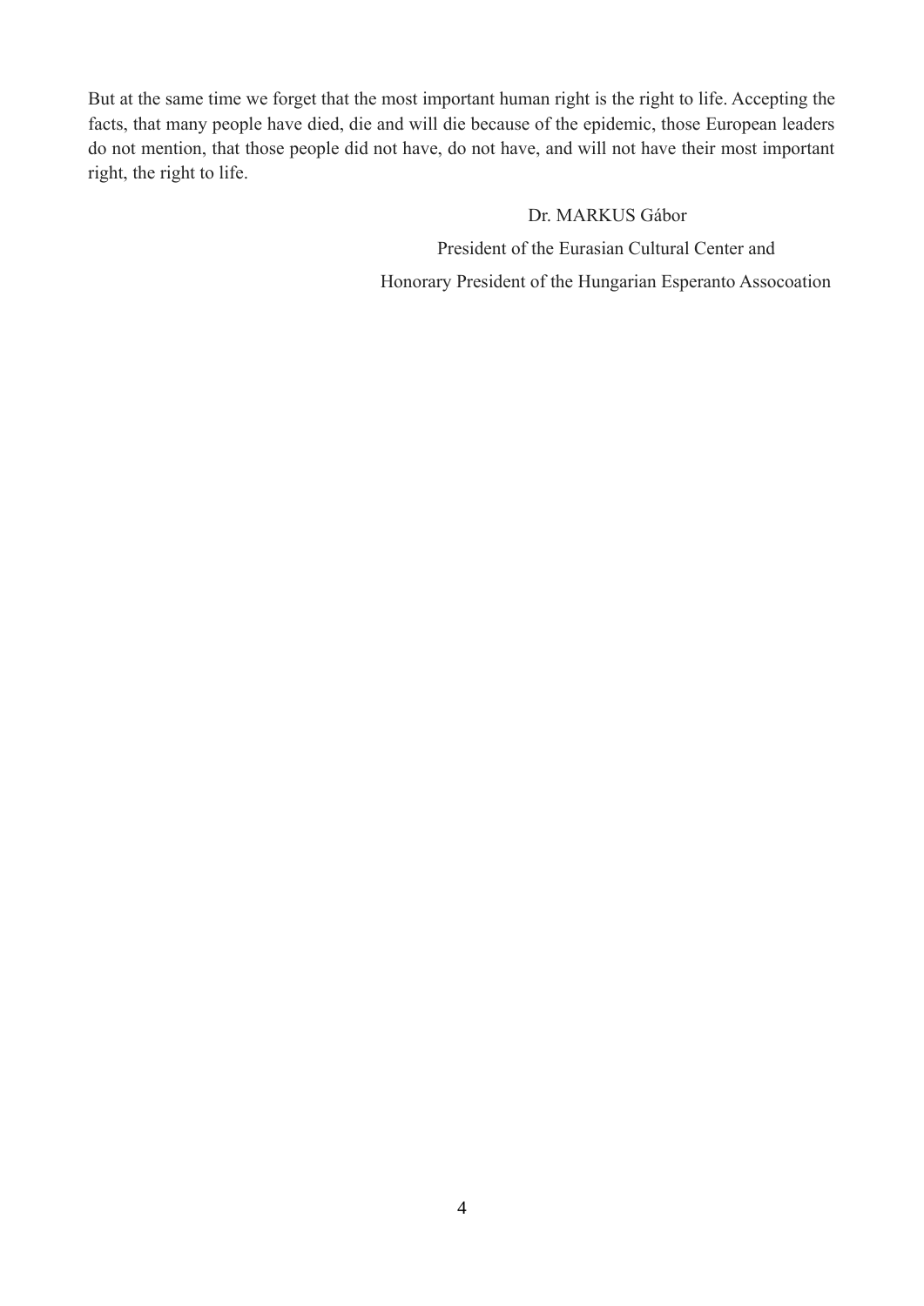But at the same time we forget that the most important human right is the right to life. Accepting the facts, that many people have died, die and will die because of the epidemic, those European leaders do not mention, that those people did not have, do not have, and will not have their most important right, the right to life.

Dr. MARKUS Gábor

President of the Eurasian Cultural Center and

Honorary President of the Hungarian Esperanto Assocoation